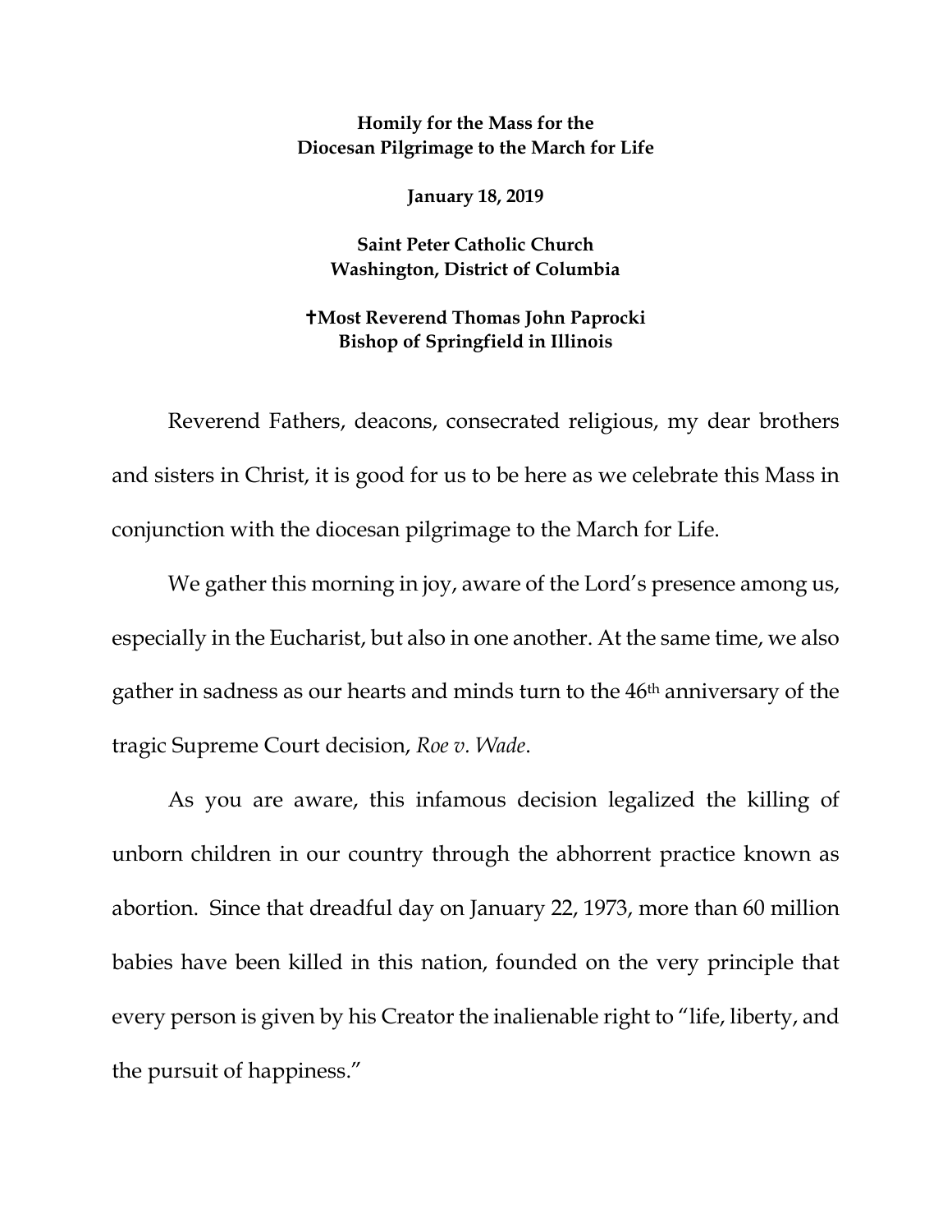**Homily for the Mass for the Diocesan Pilgrimage to the March for Life**

**January 18, 2019**

**Saint Peter Catholic Church**
**Washington, District of Columbia**

**✝Most Reverend Thomas John Paprocki**
**Bishop of Springfield in Illinois**

Reverend Fathers, deacons, consecrated religious, my dear brothers and sisters in Christ, it is good for us to be here as we celebrate this Mass in conjunction with the diocesan pilgrimage to the March for Life.

We gather this morning in joy, aware of the Lord's presence among us, especially in the Eucharist, but also in one another. At the same time, we also gather in sadness as our hearts and minds turn to the 46th anniversary of the tragic Supreme Court decision, *Roe v. Wade*.

As you are aware, this infamous decision legalized the killing of unborn children in our country through the abhorrent practice known as abortion. Since that dreadful day on January 22, 1973, more than 60 million babies have been killed in this nation, founded on the very principle that every person is given by his Creator the inalienable right to "life, liberty, and the pursuit of happiness."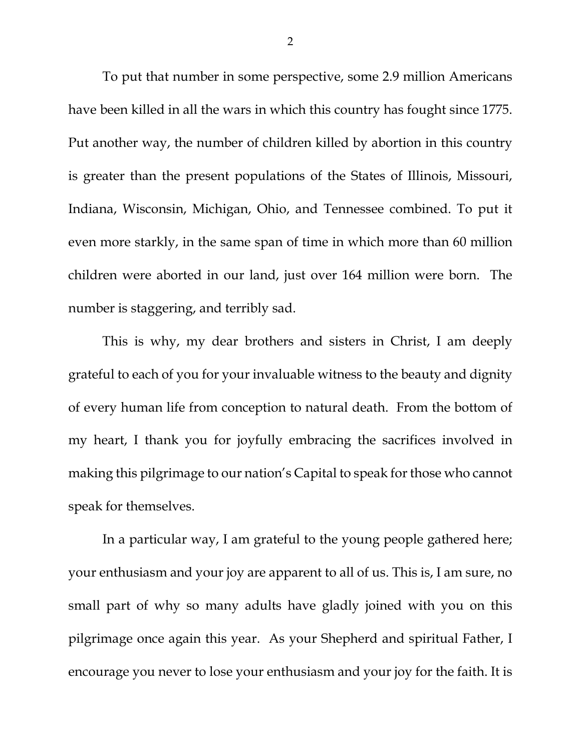To put that number in some perspective, some 2.9 million Americans have been killed in all the wars in which this country has fought since 1775. Put another way, the number of children killed by abortion in this country is greater than the present populations of the States of Illinois, Missouri, Indiana, Wisconsin, Michigan, Ohio, and Tennessee combined. To put it even more starkly, in the same span of time in which more than 60 million children were aborted in our land, just over 164 million were born. The number is staggering, and terribly sad.

This is why, my dear brothers and sisters in Christ, I am deeply grateful to each of you for your invaluable witness to the beauty and dignity of every human life from conception to natural death. From the bottom of my heart, I thank you for joyfully embracing the sacrifices involved in making this pilgrimage to our nation's Capital to speak for those who cannot speak for themselves.

In a particular way, I am grateful to the young people gathered here; your enthusiasm and your joy are apparent to all of us. This is, I am sure, no small part of why so many adults have gladly joined with you on this pilgrimage once again this year. As your Shepherd and spiritual Father, I encourage you never to lose your enthusiasm and your joy for the faith. It is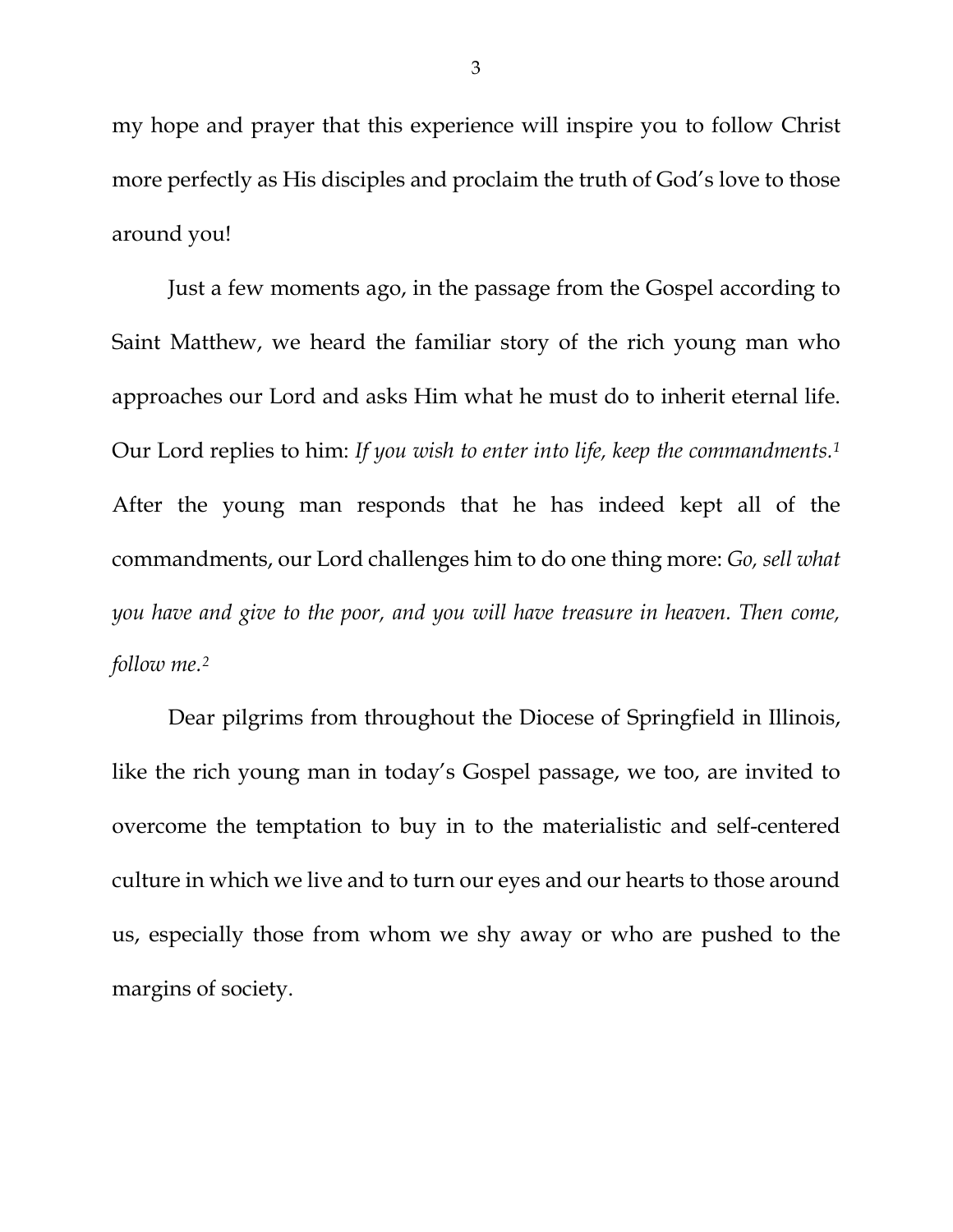my hope and prayer that this experience will inspire you to follow Christ more perfectly as His disciples and proclaim the truth of God's love to those around you!

Just a few moments ago, in the passage from the Gospel according to Saint Matthew, we heard the familiar story of the rich young man who approaches our Lord and asks Him what he must do to inherit eternal life. Our Lord replies to him: *If you wish to enter into life, keep the commandments.*[1] After the young man responds that he has indeed kept all of the commandments, our Lord challenges him to do one thing more: *Go, sell what you have and give to the poor, and you will have treasure in heaven. Then come, follow me.*[2]

Dear pilgrims from throughout the Diocese of Springfield in Illinois, like the rich young man in today's Gospel passage, we too, are invited to overcome the temptation to buy in to the materialistic and self-centered culture in which we live and to turn our eyes and our hearts to those around us, especially those from whom we shy away or who are pushed to the margins of society.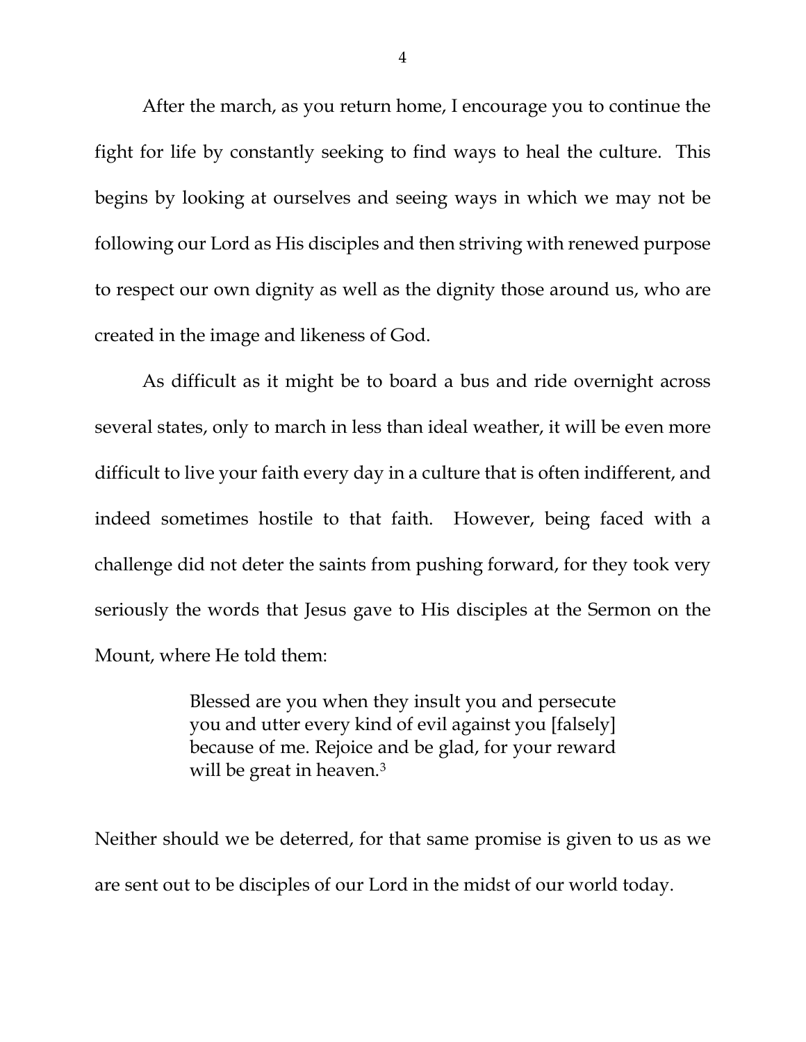After the march, as you return home, I encourage you to continue the fight for life by constantly seeking to find ways to heal the culture. This begins by looking at ourselves and seeing ways in which we may not be following our Lord as His disciples and then striving with renewed purpose to respect our own dignity as well as the dignity those around us, who are created in the image and likeness of God.

As difficult as it might be to board a bus and ride overnight across several states, only to march in less than ideal weather, it will be even more difficult to live your faith every day in a culture that is often indifferent, and indeed sometimes hostile to that faith. However, being faced with a challenge did not deter the saints from pushing forward, for they took very seriously the words that Jesus gave to His disciples at the Sermon on the Mount, where He told them:

> Blessed are you when they insult you and persecute you and utter every kind of evil against you [falsely] because of me. Rejoice and be glad, for your reward will be great in heaven.[3]

Neither should we be deterred, for that same promise is given to us as we are sent out to be disciples of our Lord in the midst of our world today.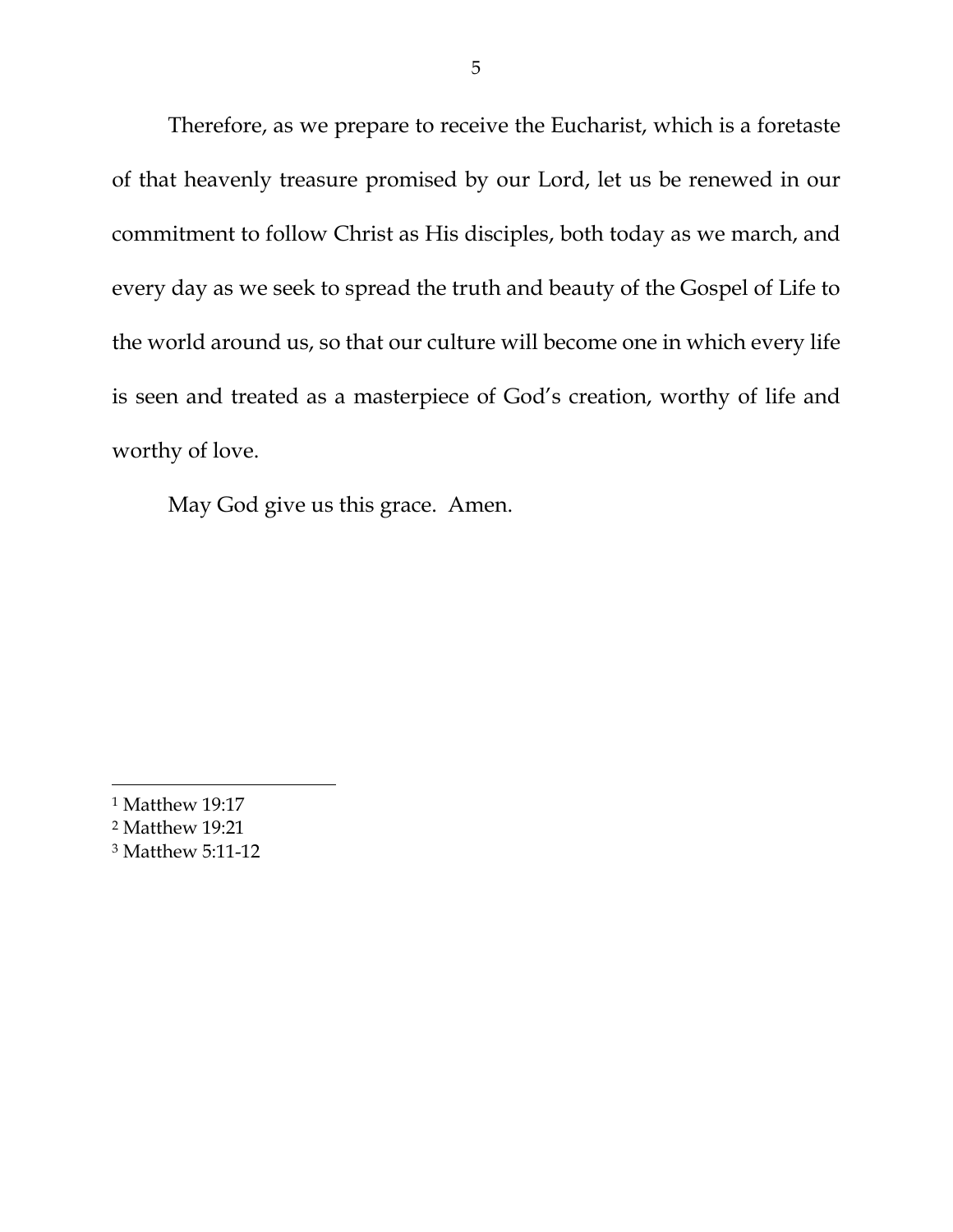Therefore, as we prepare to receive the Eucharist, which is a foretaste of that heavenly treasure promised by our Lord, let us be renewed in our commitment to follow Christ as His disciples, both today as we march, and every day as we seek to spread the truth and beauty of the Gospel of Life to the world around us, so that our culture will become one in which every life is seen and treated as a masterpiece of God's creation, worthy of life and worthy of love.

May God give us this grace. Amen.

---

[1] Matthew 19:17
[2] Matthew 19:21
[3] Matthew 5:11-12